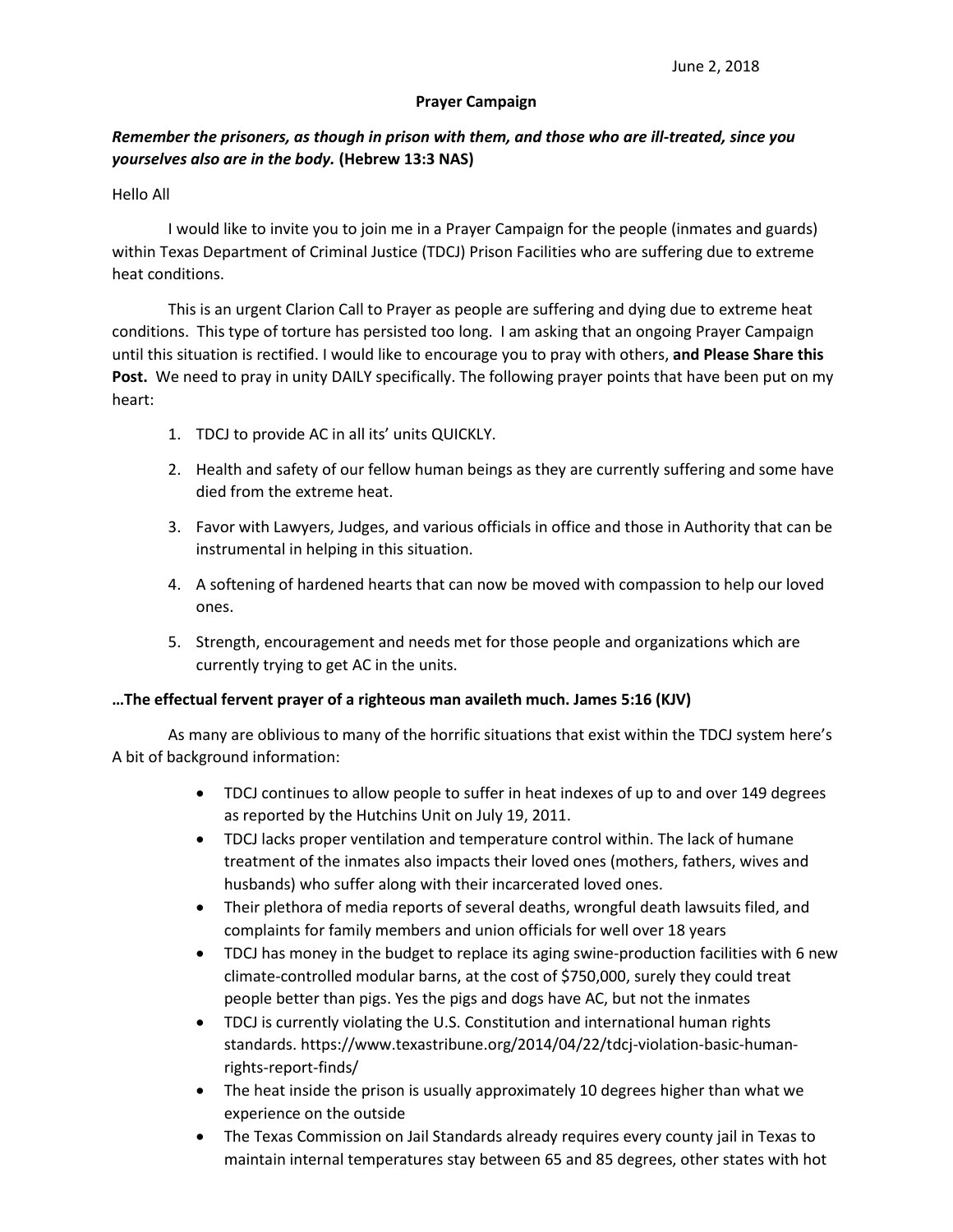June 2, 2018

**Prayer Campaign**

***Remember the prisoners, as though in prison with them, and those who are ill-treated, since you yourselves also are in the body.* (Hebrew 13:3 NAS)**

Hello All

I would like to invite you to join me in a Prayer Campaign for the people (inmates and guards) within Texas Department of Criminal Justice (TDCJ) Prison Facilities who are suffering due to extreme heat conditions.

This is an urgent Clarion Call to Prayer as people are suffering and dying due to extreme heat conditions. This type of torture has persisted too long. I am asking that an ongoing Prayer Campaign until this situation is rectified. I would like to encourage you to pray with others, **and Please Share this Post.** We need to pray in unity DAILY specifically. The following prayer points that have been put on my heart:

1. TDCJ to provide AC in all its' units QUICKLY.
2. Health and safety of our fellow human beings as they are currently suffering and some have died from the extreme heat.
3. Favor with Lawyers, Judges, and various officials in office and those in Authority that can be instrumental in helping in this situation.
4. A softening of hardened hearts that can now be moved with compassion to help our loved ones.
5. Strength, encouragement and needs met for those people and organizations which are currently trying to get AC in the units.

**…The effectual fervent prayer of a righteous man availeth much. James 5:16 (KJV)**

As many are oblivious to many of the horrific situations that exist within the TDCJ system here's A bit of background information:

- TDCJ continues to allow people to suffer in heat indexes of up to and over 149 degrees as reported by the Hutchins Unit on July 19, 2011.
- TDCJ lacks proper ventilation and temperature control within. The lack of humane treatment of the inmates also impacts their loved ones (mothers, fathers, wives and husbands) who suffer along with their incarcerated loved ones.
- Their plethora of media reports of several deaths, wrongful death lawsuits filed, and complaints for family members and union officials for well over 18 years
- TDCJ has money in the budget to replace its aging swine-production facilities with 6 new climate-controlled modular barns, at the cost of $750,000, surely they could treat people better than pigs. Yes the pigs and dogs have AC, but not the inmates
- TDCJ is currently violating the U.S. Constitution and international human rights standards. https://www.texastribune.org/2014/04/22/tdcj-violation-basic-human-rights-report-finds/
- The heat inside the prison is usually approximately 10 degrees higher than what we experience on the outside
- The Texas Commission on Jail Standards already requires every county jail in Texas to maintain internal temperatures stay between 65 and 85 degrees, other states with hot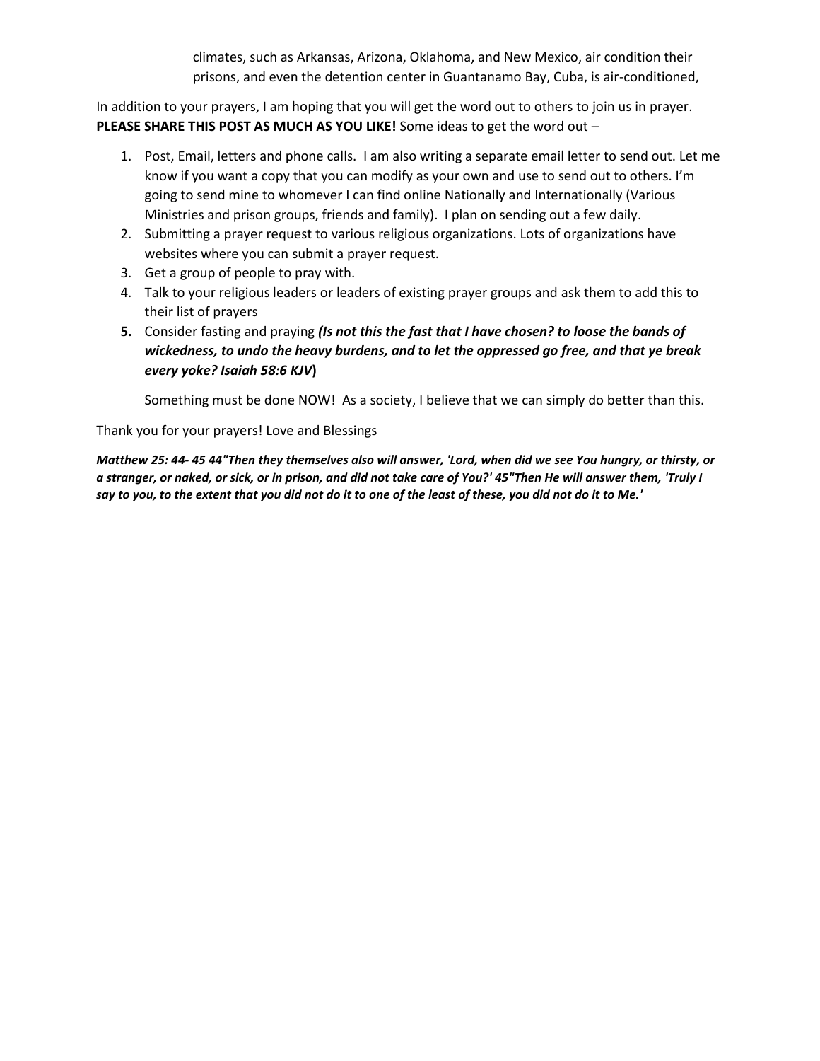climates, such as Arkansas, Arizona, Oklahoma, and New Mexico, air condition their prisons, and even the detention center in Guantanamo Bay, Cuba, is air-conditioned,

In addition to your prayers, I am hoping that you will get the word out to others to join us in prayer. **PLEASE SHARE THIS POST AS MUCH AS YOU LIKE!** Some ideas to get the word out –

1. Post, Email, letters and phone calls. I am also writing a separate email letter to send out. Let me know if you want a copy that you can modify as your own and use to send out to others. I'm going to send mine to whomever I can find online Nationally and Internationally (Various Ministries and prison groups, friends and family). I plan on sending out a few daily.
2. Submitting a prayer request to various religious organizations. Lots of organizations have websites where you can submit a prayer request.
3. Get a group of people to pray with.
4. Talk to your religious leaders or leaders of existing prayer groups and ask them to add this to their list of prayers
5. Consider fasting and praying ***(Is not this the fast that I have chosen? to loose the bands of wickedness, to undo the heavy burdens, and to let the oppressed go free, and that ye break every yoke? Isaiah 58:6 KJV*)**

   Something must be done NOW! As a society, I believe that we can simply do better than this.

Thank you for your prayers! Love and Blessings

***Matthew 25: 44- 45 44"Then they themselves also will answer, 'Lord, when did we see You hungry, or thirsty, or a stranger, or naked, or sick, or in prison, and did not take care of You?' 45"Then He will answer them, 'Truly I say to you, to the extent that you did not do it to one of the least of these, you did not do it to Me.'***